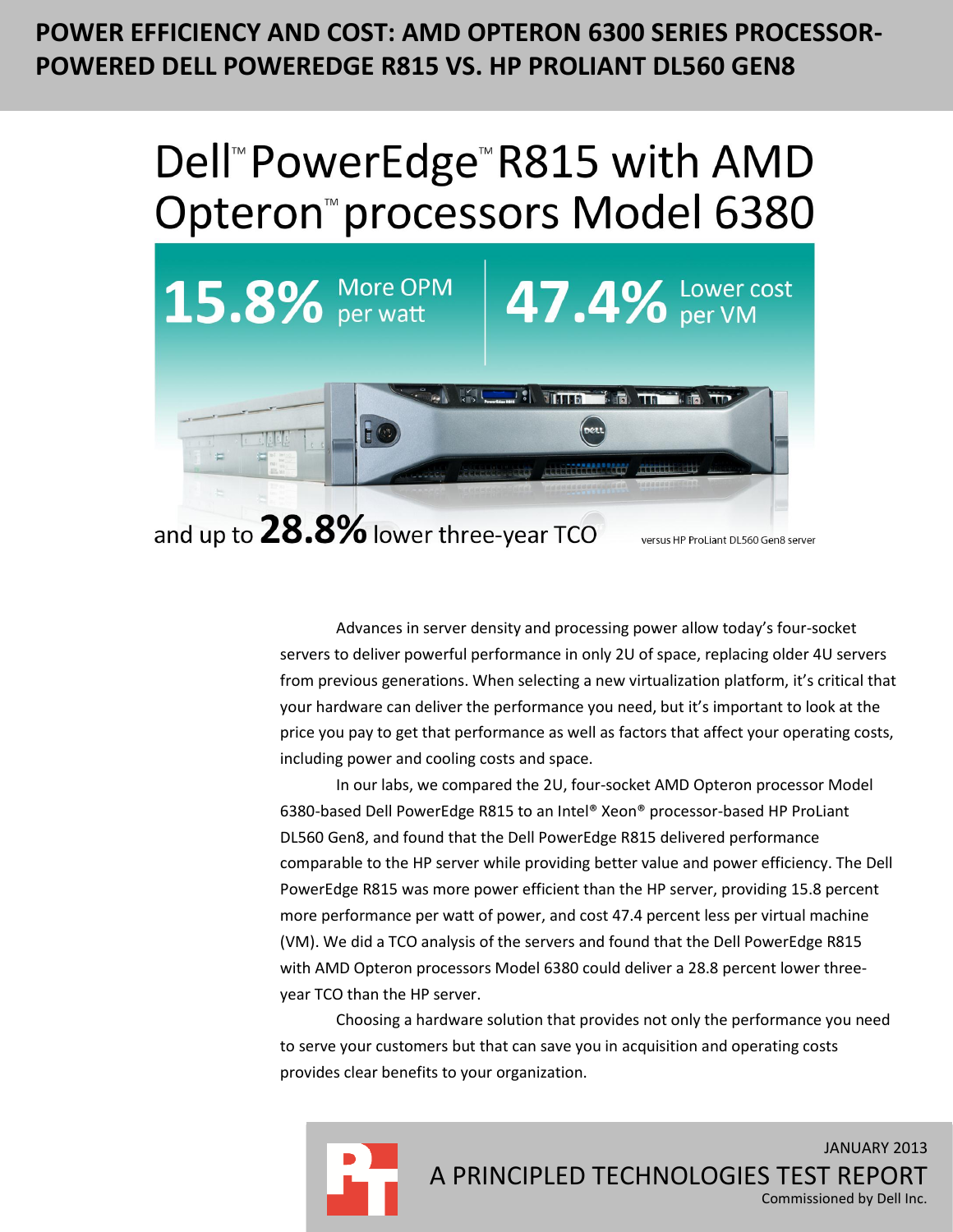# POWER EFFICIENCY AND COST: AMD OPTERON 6300 SERIES PROCESSOR-POWERED DELL POWEREDGE R815 VS. HP PROLIANT DL560 GEN8

## Dell™ PowerEdge™ R815 with AMD Opteron™ processors Model 6380

**15.8%** More OPM per watt

**47.4%** Lower cost per VM

and up to **28.8%** lower three-year TCO

versus HP ProLiant DL560 Gen8 server

Advances in server density and processing power allow today's four-socket servers to deliver powerful performance in only 2U of space, replacing older 4U servers from previous generations. When selecting a new virtualization platform, it's critical that your hardware can deliver the performance you need, but it's important to look at the price you pay to get that performance as well as factors that affect your operating costs, including power and cooling costs and space.

In our labs, we compared the 2U, four-socket AMD Opteron processor Model 6380-based Dell PowerEdge R815 to an Intel® Xeon® processor-based HP ProLiant DL560 Gen8, and found that the Dell PowerEdge R815 delivered performance comparable to the HP server while providing better value and power efficiency. The Dell PowerEdge R815 was more power efficient than the HP server, providing 15.8 percent more performance per watt of power, and cost 47.4 percent less per virtual machine (VM). We did a TCO analysis of the servers and found that the Dell PowerEdge R815 with AMD Opteron processors Model 6380 could deliver a 28.8 percent lower three-year TCO than the HP server.

Choosing a hardware solution that provides not only the performance you need to serve your customers but that can save you in acquisition and operating costs provides clear benefits to your organization.

JANUARY 2013

A PRINCIPLED TECHNOLOGIES TEST REPORT

Commissioned by Dell Inc.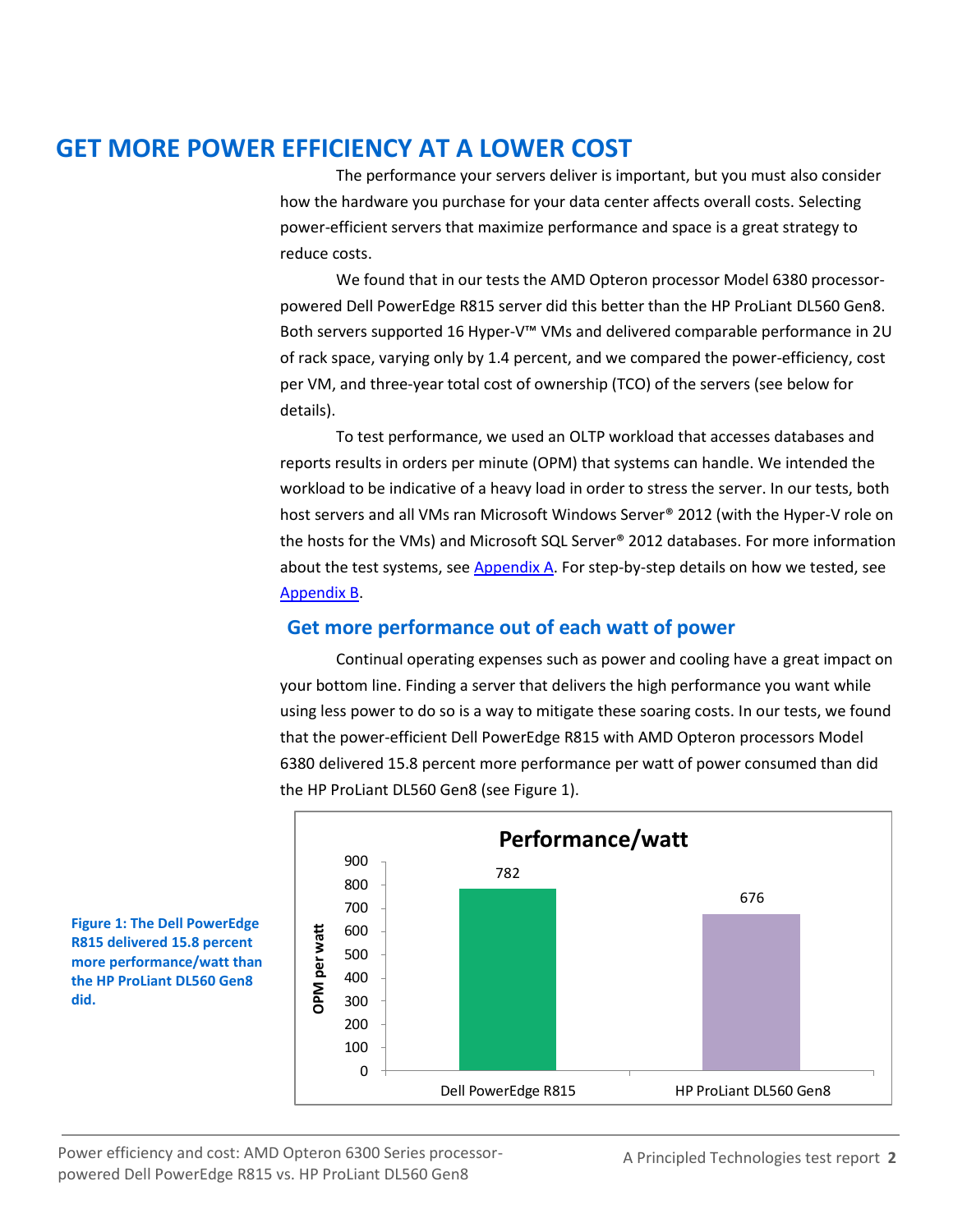# GET MORE POWER EFFICIENCY AT A LOWER COST

The performance your servers deliver is important, but you must also consider how the hardware you purchase for your data center affects overall costs. Selecting power-efficient servers that maximize performance and space is a great strategy to reduce costs.

We found that in our tests the AMD Opteron processor Model 6380 processor-powered Dell PowerEdge R815 server did this better than the HP ProLiant DL560 Gen8. Both servers supported 16 Hyper-V™ VMs and delivered comparable performance in 2U of rack space, varying only by 1.4 percent, and we compared the power-efficiency, cost per VM, and three-year total cost of ownership (TCO) of the servers (see below for details).

To test performance, we used an OLTP workload that accesses databases and reports results in orders per minute (OPM) that systems can handle. We intended the workload to be indicative of a heavy load in order to stress the server. In our tests, both host servers and all VMs ran Microsoft Windows Server® 2012 (with the Hyper-V role on the hosts for the VMs) and Microsoft SQL Server® 2012 databases. For more information about the test systems, see Appendix A. For step-by-step details on how we tested, see Appendix B.

## Get more performance out of each watt of power

Continual operating expenses such as power and cooling have a great impact on your bottom line. Finding a server that delivers the high performance you want while using less power to do so is a way to mitigate these soaring costs. In our tests, we found that the power-efficient Dell PowerEdge R815 with AMD Opteron processors Model 6380 delivered 15.8 percent more performance per watt of power consumed than did the HP ProLiant DL560 Gen8 (see Figure 1).

**Performance/watt**

| Server | OPM per watt |
|---|---|
| Dell PowerEdge R815 | 782 |
| HP ProLiant DL560 Gen8 | 676 |

**Figure 1: The Dell PowerEdge R815 delivered 15.8 percent more performance/watt than the HP ProLiant DL560 Gen8 did.**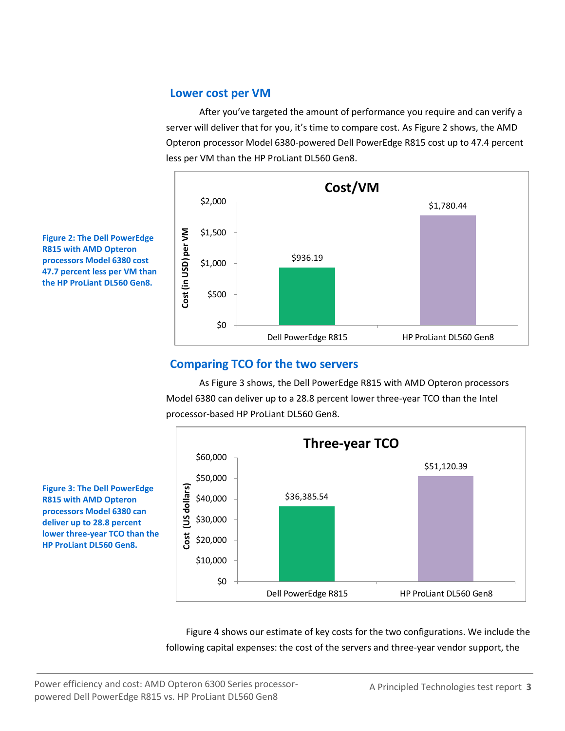## Lower cost per VM

After you've targeted the amount of performance you require and can verify a server will deliver that for you, it's time to compare cost. As Figure 2 shows, the AMD Opteron processor Model 6380-powered Dell PowerEdge R815 cost up to 47.4 percent less per VM than the HP ProLiant DL560 Gen8.

**Cost/VM**

| Server | Cost (in USD) per VM |
|---|---|
| Dell PowerEdge R815 | $936.19 |
| HP ProLiant DL560 Gen8 | $1,780.44 |

**Figure 2: The Dell PowerEdge R815 with AMD Opteron processors Model 6380 cost 47.7 percent less per VM than the HP ProLiant DL560 Gen8.**

## Comparing TCO for the two servers

As Figure 3 shows, the Dell PowerEdge R815 with AMD Opteron processors Model 6380 can deliver up to a 28.8 percent lower three-year TCO than the Intel processor-based HP ProLiant DL560 Gen8.

**Three-year TCO**

| Server | Cost (US dollars) |
|---|---|
| Dell PowerEdge R815 | $36,385.54 |
| HP ProLiant DL560 Gen8 | $51,120.39 |

**Figure 3: The Dell PowerEdge R815 with AMD Opteron processors Model 6380 can deliver up to 28.8 percent lower three-year TCO than the HP ProLiant DL560 Gen8.**

Figure 4 shows our estimate of key costs for the two configurations. We include the following capital expenses: the cost of the servers and three-year vendor support, the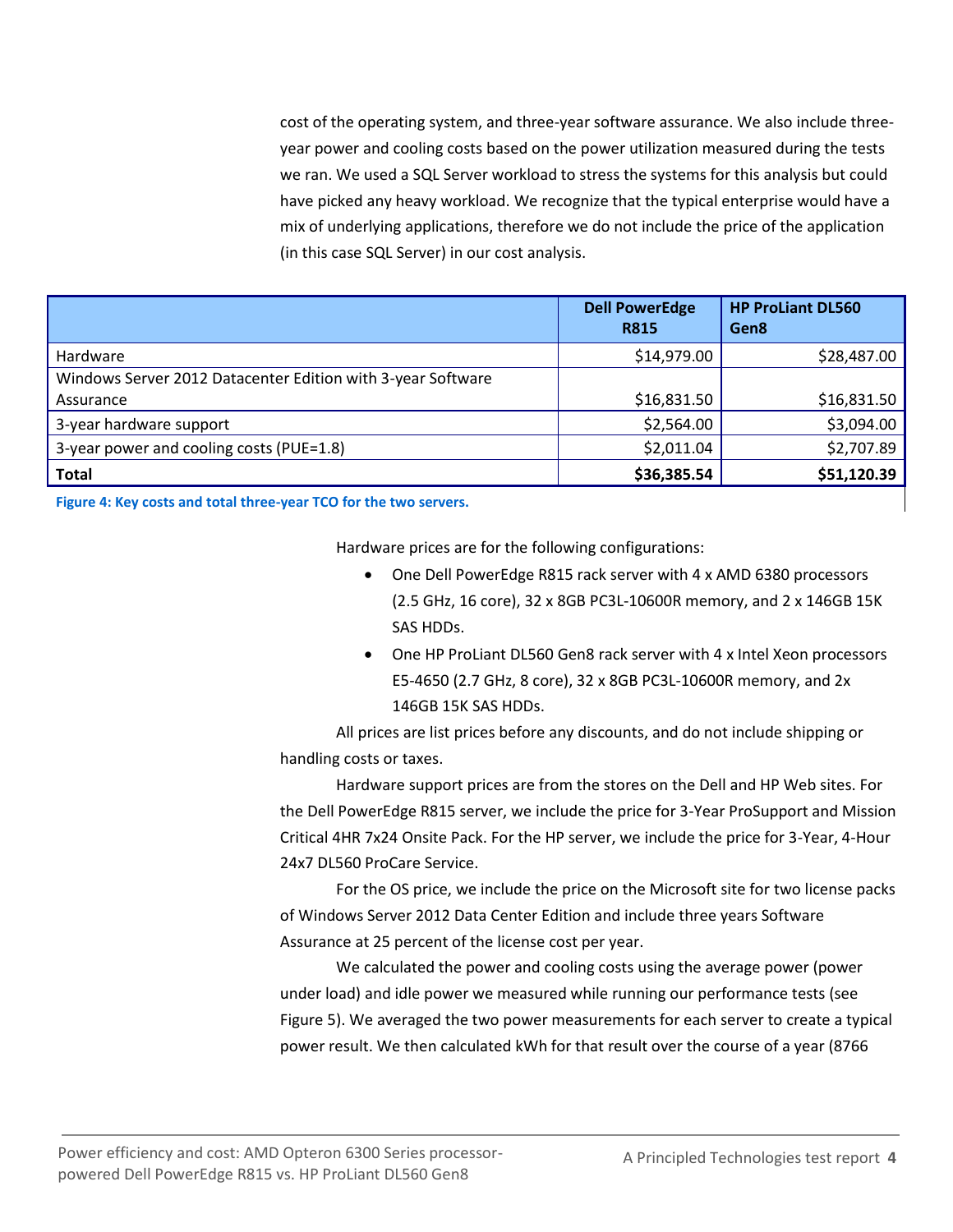cost of the operating system, and three-year software assurance. We also include three-year power and cooling costs based on the power utilization measured during the tests we ran. We used a SQL Server workload to stress the systems for this analysis but could have picked any heavy workload. We recognize that the typical enterprise would have a mix of underlying applications, therefore we do not include the price of the application (in this case SQL Server) in our cost analysis.

| | Dell PowerEdge R815 | HP ProLiant DL560 Gen8 |
|---|---|---|
| Hardware | $14,979.00 | $28,487.00 |
| Windows Server 2012 Datacenter Edition with 3-year Software Assurance | $16,831.50 | $16,831.50 |
| 3-year hardware support | $2,564.00 | $3,094.00 |
| 3-year power and cooling costs (PUE=1.8) | $2,011.04 | $2,707.89 |
| **Total** | **$36,385.54** | **$51,120.39** |

**Figure 4: Key costs and total three-year TCO for the two servers.**

Hardware prices are for the following configurations:

- One Dell PowerEdge R815 rack server with 4 x AMD 6380 processors (2.5 GHz, 16 core), 32 x 8GB PC3L-10600R memory, and 2 x 146GB 15K SAS HDDs.
- One HP ProLiant DL560 Gen8 rack server with 4 x Intel Xeon processors E5-4650 (2.7 GHz, 8 core), 32 x 8GB PC3L-10600R memory, and 2x 146GB 15K SAS HDDs.

All prices are list prices before any discounts, and do not include shipping or handling costs or taxes.

Hardware support prices are from the stores on the Dell and HP Web sites. For the Dell PowerEdge R815 server, we include the price for 3-Year ProSupport and Mission Critical 4HR 7x24 Onsite Pack. For the HP server, we include the price for 3-Year, 4-Hour 24x7 DL560 ProCare Service.

For the OS price, we include the price on the Microsoft site for two license packs of Windows Server 2012 Data Center Edition and include three years Software Assurance at 25 percent of the license cost per year.

We calculated the power and cooling costs using the average power (power under load) and idle power we measured while running our performance tests (see Figure 5). We averaged the two power measurements for each server to create a typical power result. We then calculated kWh for that result over the course of a year (8766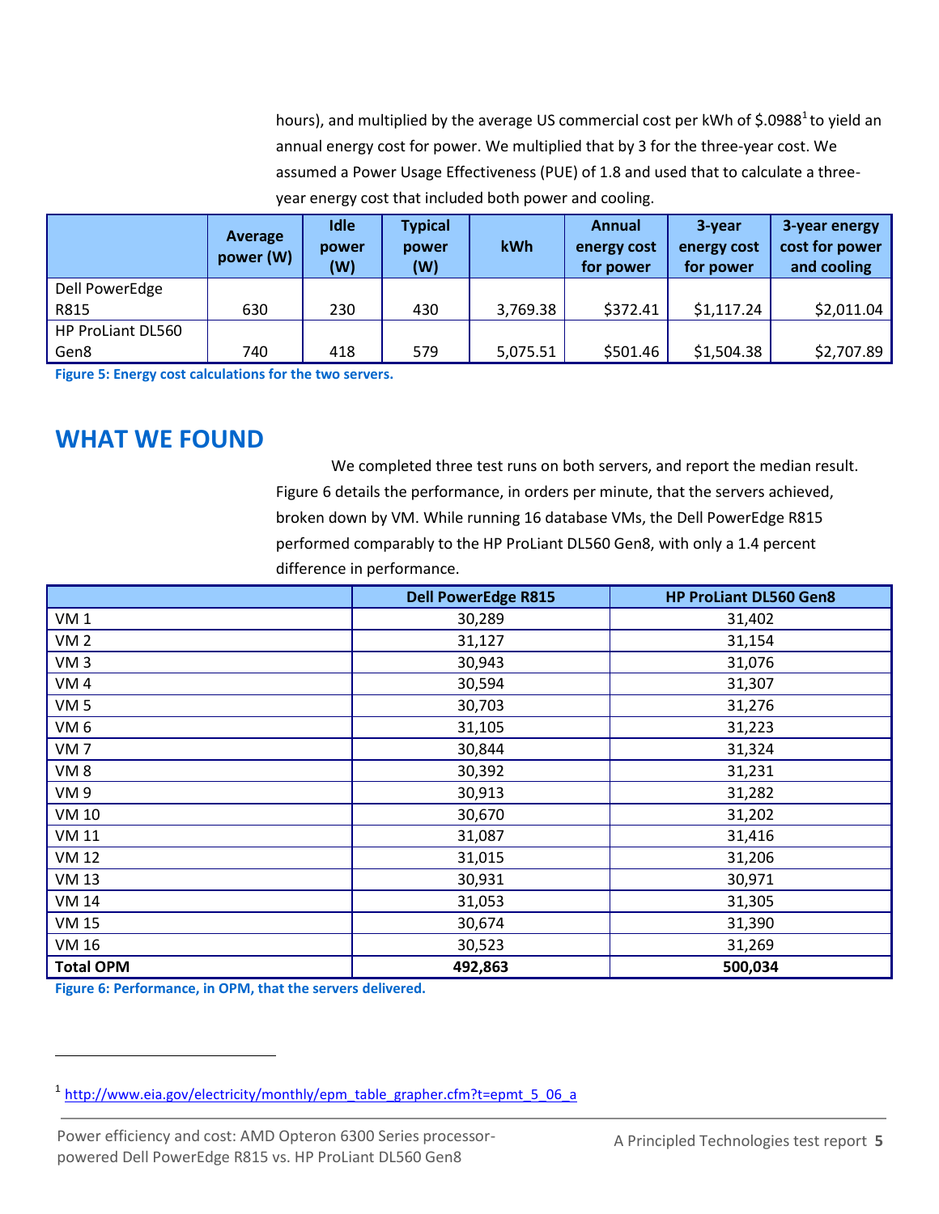hours), and multiplied by the average US commercial cost per kWh of $.0988[1] to yield an annual energy cost for power. We multiplied that by 3 for the three-year cost. We assumed a Power Usage Effectiveness (PUE) of 1.8 and used that to calculate a three-year energy cost that included both power and cooling.

| | Average power (W) | Idle power (W) | Typical power (W) | kWh | Annual energy cost for power | 3-year energy cost for power | 3-year energy cost for power and cooling |
|---|---|---|---|---|---|---|---|
| Dell PowerEdge R815 | 630 | 230 | 430 | 3,769.38 | $372.41 | $1,117.24 | $2,011.04 |
| HP ProLiant DL560 Gen8 | 740 | 418 | 579 | 5,075.51 | $501.46 | $1,504.38 | $2,707.89 |

Figure 5: Energy cost calculations for the two servers.

## WHAT WE FOUND

We completed three test runs on both servers, and report the median result. Figure 6 details the performance, in orders per minute, that the servers achieved, broken down by VM. While running 16 database VMs, the Dell PowerEdge R815 performed comparably to the HP ProLiant DL560 Gen8, with only a 1.4 percent difference in performance.

| | Dell PowerEdge R815 | HP ProLiant DL560 Gen8 |
|---|---|---|
| VM 1 | 30,289 | 31,402 |
| VM 2 | 31,127 | 31,154 |
| VM 3 | 30,943 | 31,076 |
| VM 4 | 30,594 | 31,307 |
| VM 5 | 30,703 | 31,276 |
| VM 6 | 31,105 | 31,223 |
| VM 7 | 30,844 | 31,324 |
| VM 8 | 30,392 | 31,231 |
| VM 9 | 30,913 | 31,282 |
| VM 10 | 30,670 | 31,202 |
| VM 11 | 31,087 | 31,416 |
| VM 12 | 31,015 | 31,206 |
| VM 13 | 30,931 | 30,971 |
| VM 14 | 31,053 | 31,305 |
| VM 15 | 30,674 | 31,390 |
| VM 16 | 30,523 | 31,269 |
| **Total OPM** | **492,863** | **500,034** |

Figure 6: Performance, in OPM, that the servers delivered.

[1] http://www.eia.gov/electricity/monthly/epm_table_grapher.cfm?t=epmt_5_06_a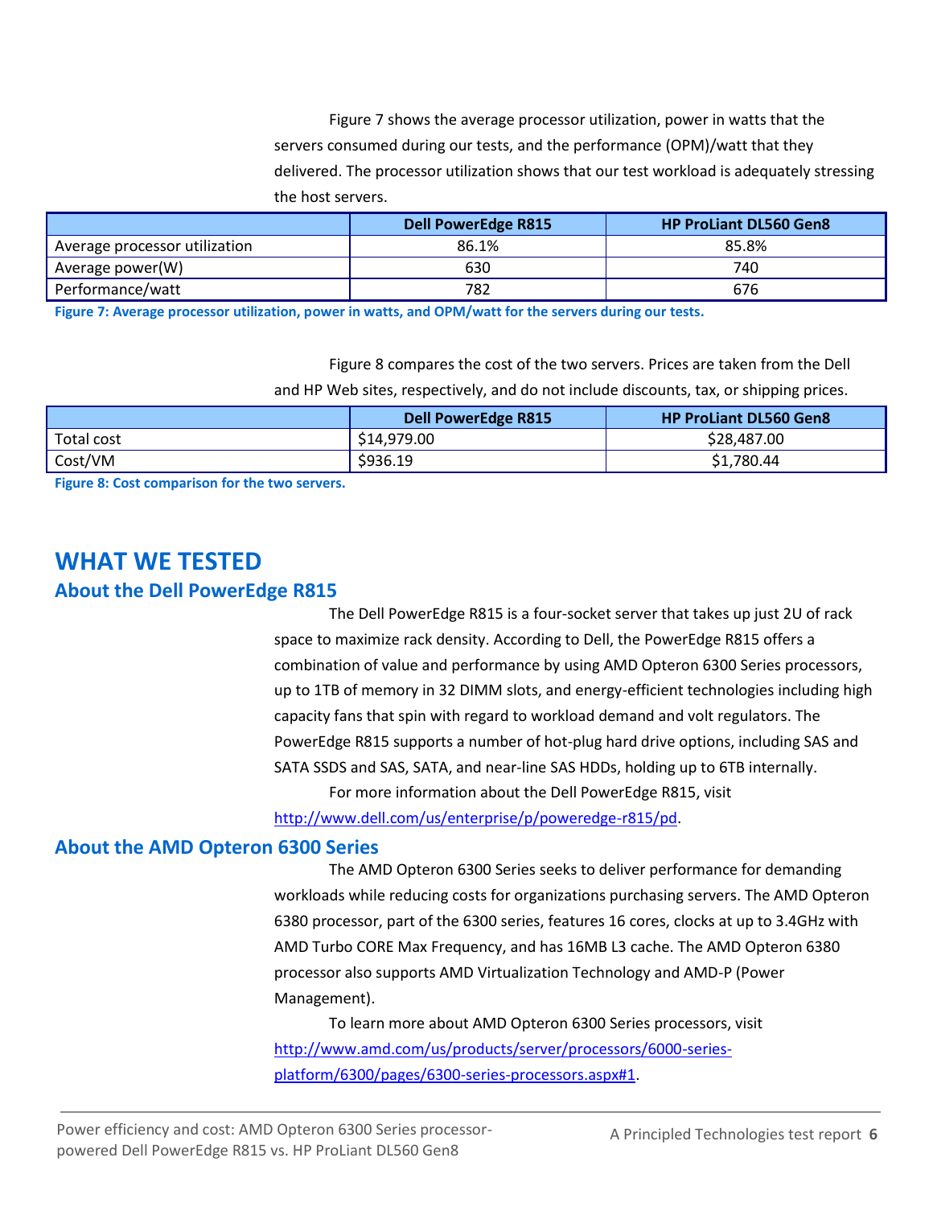Figure 7 shows the average processor utilization, power in watts that the servers consumed during our tests, and the performance (OPM)/watt that they delivered. The processor utilization shows that our test workload is adequately stressing the host servers.

| | Dell PowerEdge R815 | HP ProLiant DL560 Gen8 |
|---|---|---|
| Average processor utilization | 86.1% | 85.8% |
| Average power(W) | 630 | 740 |
| Performance/watt | 782 | 676 |

**Figure 7: Average processor utilization, power in watts, and OPM/watt for the servers during our tests.**

Figure 8 compares the cost of the two servers. Prices are taken from the Dell and HP Web sites, respectively, and do not include discounts, tax, or shipping prices.

| | Dell PowerEdge R815 | HP ProLiant DL560 Gen8 |
|---|---|---|
| Total cost | $14,979.00 | $28,487.00 |
| Cost/VM | $936.19 | $1,780.44 |

**Figure 8: Cost comparison for the two servers.**

# WHAT WE TESTED

## About the Dell PowerEdge R815

The Dell PowerEdge R815 is a four-socket server that takes up just 2U of rack space to maximize rack density. According to Dell, the PowerEdge R815 offers a combination of value and performance by using AMD Opteron 6300 Series processors, up to 1TB of memory in 32 DIMM slots, and energy-efficient technologies including high capacity fans that spin with regard to workload demand and volt regulators. The PowerEdge R815 supports a number of hot-plug hard drive options, including SAS and SATA SSDS and SAS, SATA, and near-line SAS HDDs, holding up to 6TB internally.

For more information about the Dell PowerEdge R815, visit http://www.dell.com/us/enterprise/p/poweredge-r815/pd.

## About the AMD Opteron 6300 Series

The AMD Opteron 6300 Series seeks to deliver performance for demanding workloads while reducing costs for organizations purchasing servers. The AMD Opteron 6380 processor, part of the 6300 series, features 16 cores, clocks at up to 3.4GHz with AMD Turbo CORE Max Frequency, and has 16MB L3 cache. The AMD Opteron 6380 processor also supports AMD Virtualization Technology and AMD-P (Power Management).

To learn more about AMD Opteron 6300 Series processors, visit http://www.amd.com/us/products/server/processors/6000-series-platform/6300/pages/6300-series-processors.aspx#1.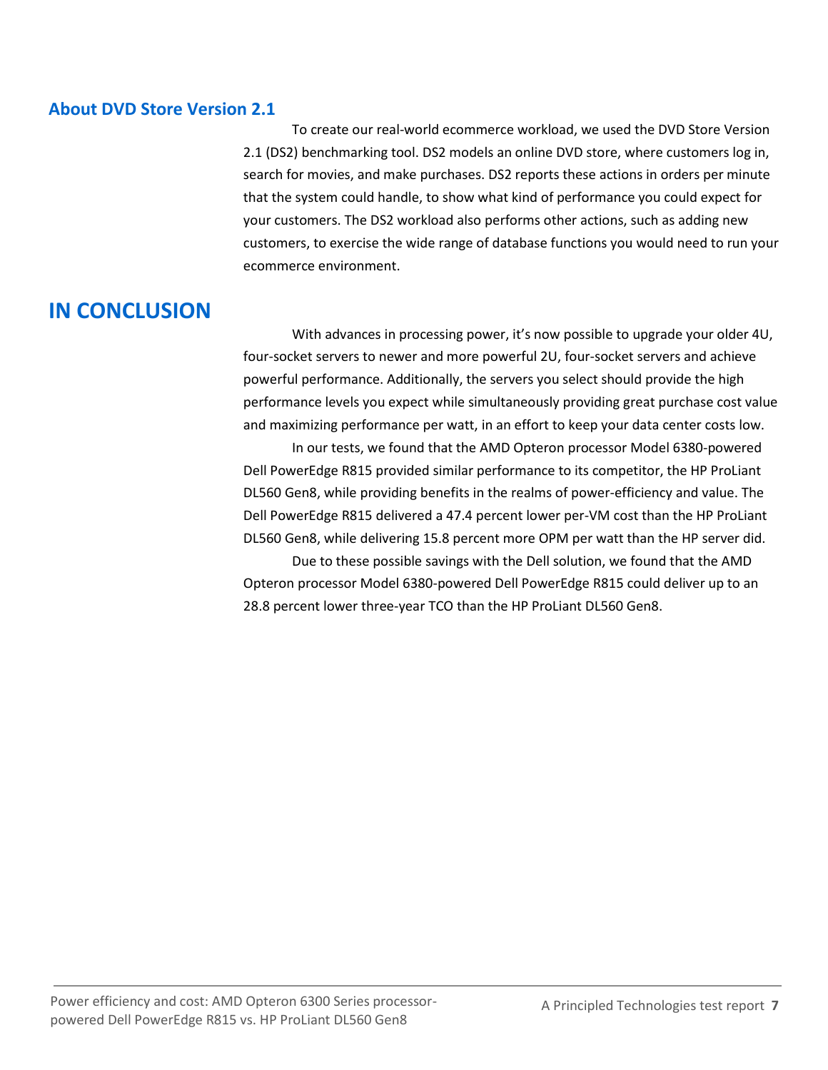## About DVD Store Version 2.1

To create our real-world ecommerce workload, we used the DVD Store Version 2.1 (DS2) benchmarking tool. DS2 models an online DVD store, where customers log in, search for movies, and make purchases. DS2 reports these actions in orders per minute that the system could handle, to show what kind of performance you could expect for your customers. The DS2 workload also performs other actions, such as adding new customers, to exercise the wide range of database functions you would need to run your ecommerce environment.

# IN CONCLUSION

With advances in processing power, it's now possible to upgrade your older 4U, four-socket servers to newer and more powerful 2U, four-socket servers and achieve powerful performance. Additionally, the servers you select should provide the high performance levels you expect while simultaneously providing great purchase cost value and maximizing performance per watt, in an effort to keep your data center costs low.

In our tests, we found that the AMD Opteron processor Model 6380-powered Dell PowerEdge R815 provided similar performance to its competitor, the HP ProLiant DL560 Gen8, while providing benefits in the realms of power-efficiency and value. The Dell PowerEdge R815 delivered a 47.4 percent lower per-VM cost than the HP ProLiant DL560 Gen8, while delivering 15.8 percent more OPM per watt than the HP server did.

Due to these possible savings with the Dell solution, we found that the AMD Opteron processor Model 6380-powered Dell PowerEdge R815 could deliver up to an 28.8 percent lower three-year TCO than the HP ProLiant DL560 Gen8.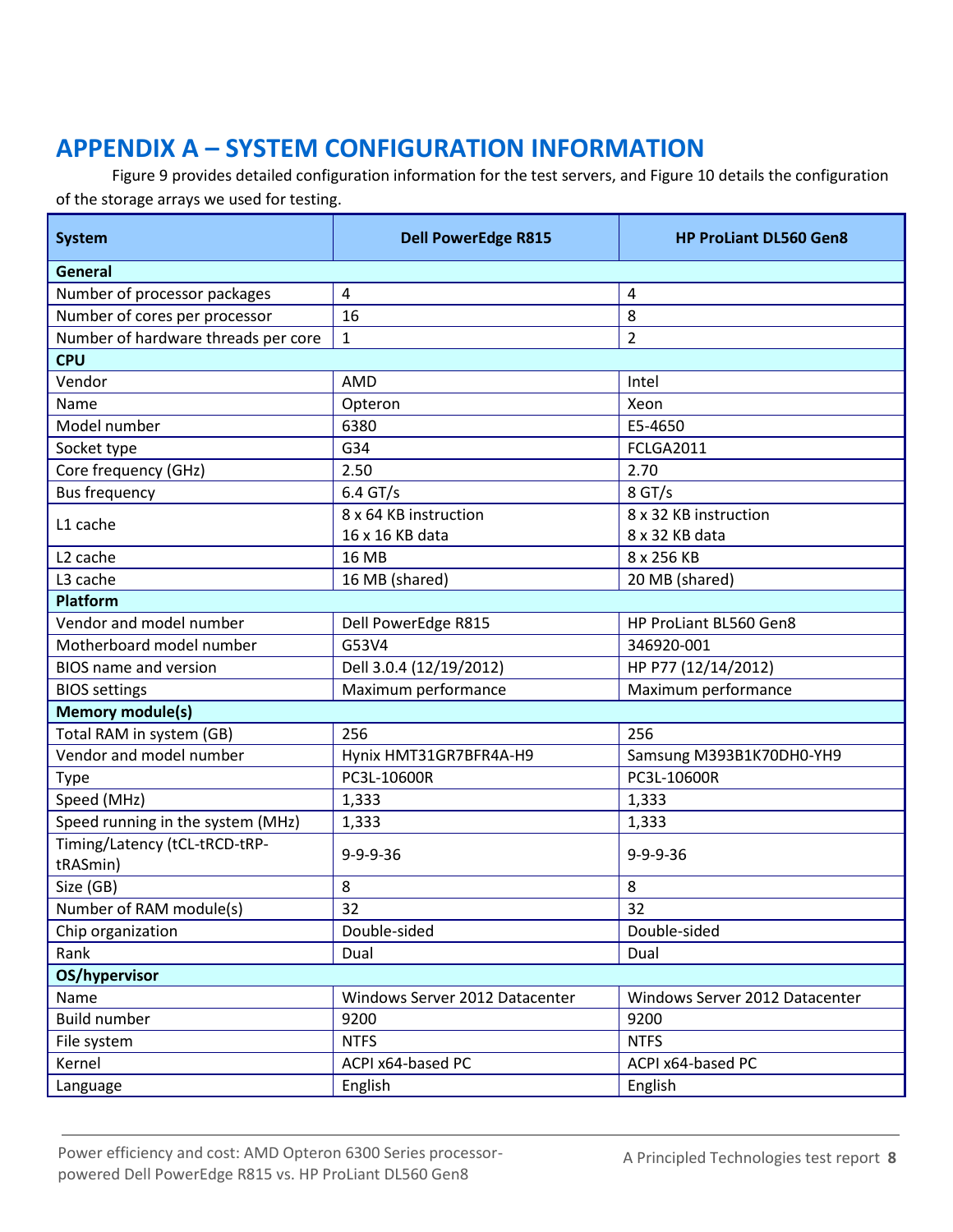## APPENDIX A – SYSTEM CONFIGURATION INFORMATION

Figure 9 provides detailed configuration information for the test servers, and Figure 10 details the configuration of the storage arrays we used for testing.

| System | Dell PowerEdge R815 | HP ProLiant DL560 Gen8 |
|---|---|---|
| **General** | | |
| Number of processor packages | 4 | 4 |
| Number of cores per processor | 16 | 8 |
| Number of hardware threads per core | 1 | 2 |
| **CPU** | | |
| Vendor | AMD | Intel |
| Name | Opteron | Xeon |
| Model number | 6380 | E5-4650 |
| Socket type | G34 | FCLGA2011 |
| Core frequency (GHz) | 2.50 | 2.70 |
| Bus frequency | 6.4 GT/s | 8 GT/s |
| L1 cache | 8 x 64 KB instruction<br>16 x 16 KB data | 8 x 32 KB instruction<br>8 x 32 KB data |
| L2 cache | 16 MB | 8 x 256 KB |
| L3 cache | 16 MB (shared) | 20 MB (shared) |
| **Platform** | | |
| Vendor and model number | Dell PowerEdge R815 | HP ProLiant BL560 Gen8 |
| Motherboard model number | G53V4 | 346920-001 |
| BIOS name and version | Dell 3.0.4 (12/19/2012) | HP P77 (12/14/2012) |
| BIOS settings | Maximum performance | Maximum performance |
| **Memory module(s)** | | |
| Total RAM in system (GB) | 256 | 256 |
| Vendor and model number | Hynix HMT31GR7BFR4A-H9 | Samsung M393B1K70DH0-YH9 |
| Type | PC3L-10600R | PC3L-10600R |
| Speed (MHz) | 1,333 | 1,333 |
| Speed running in the system (MHz) | 1,333 | 1,333 |
| Timing/Latency (tCL-tRCD-tRP-tRASmin) | 9-9-9-36 | 9-9-9-36 |
| Size (GB) | 8 | 8 |
| Number of RAM module(s) | 32 | 32 |
| Chip organization | Double-sided | Double-sided |
| Rank | Dual | Dual |
| **OS/hypervisor** | | |
| Name | Windows Server 2012 Datacenter | Windows Server 2012 Datacenter |
| Build number | 9200 | 9200 |
| File system | NTFS | NTFS |
| Kernel | ACPI x64-based PC | ACPI x64-based PC |
| Language | English | English |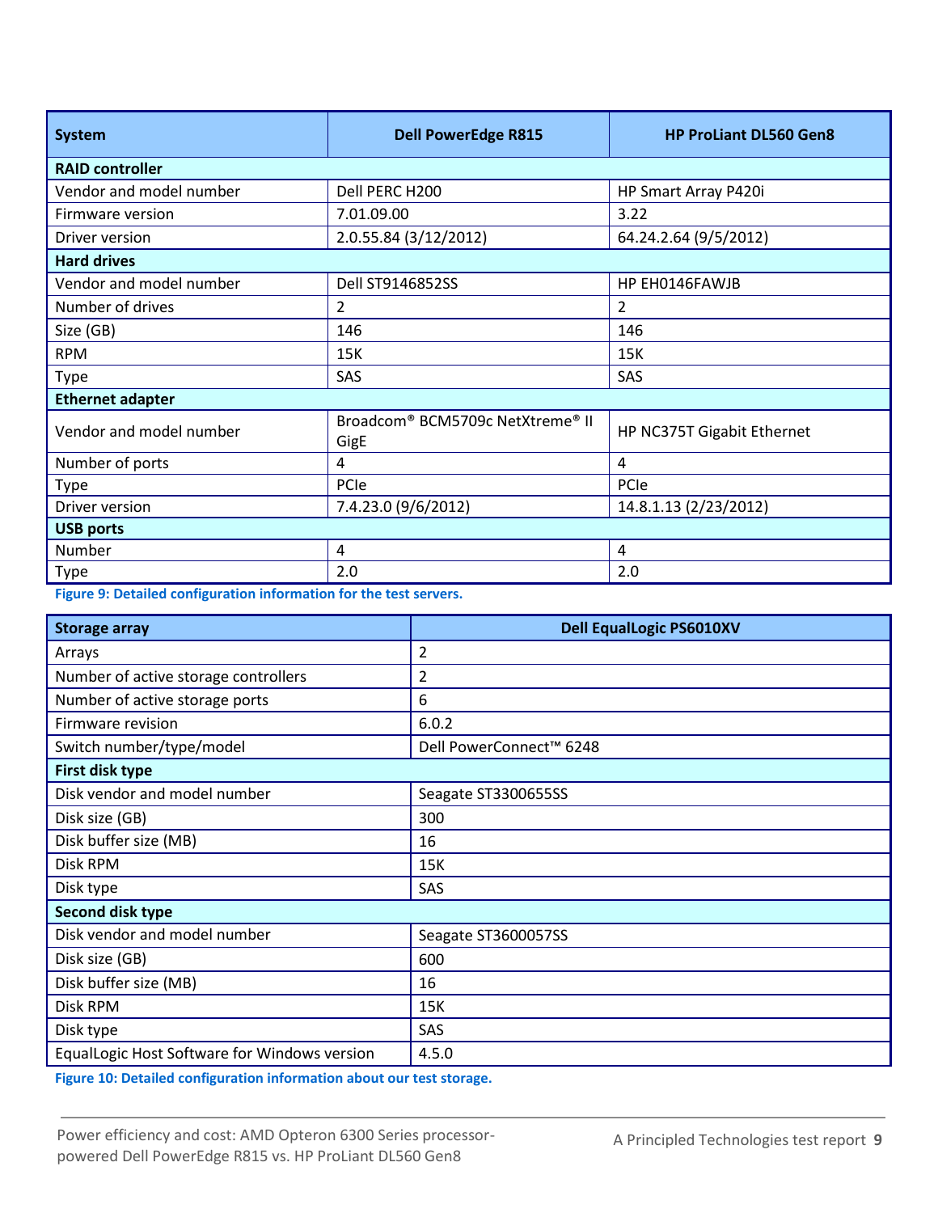| System | Dell PowerEdge R815 | HP ProLiant DL560 Gen8 |
| --- | --- | --- |
| **RAID controller** | | |
| Vendor and model number | Dell PERC H200 | HP Smart Array P420i |
| Firmware version | 7.01.09.00 | 3.22 |
| Driver version | 2.0.55.84 (3/12/2012) | 64.24.2.64 (9/5/2012) |
| **Hard drives** | | |
| Vendor and model number | Dell ST9146852SS | HP EH0146FAWJB |
| Number of drives | 2 | 2 |
| Size (GB) | 146 | 146 |
| RPM | 15K | 15K |
| Type | SAS | SAS |
| **Ethernet adapter** | | |
| Vendor and model number | Broadcom® BCM5709c NetXtreme® II GigE | HP NC375T Gigabit Ethernet |
| Number of ports | 4 | 4 |
| Type | PCIe | PCIe |
| Driver version | 7.4.23.0 (9/6/2012) | 14.8.1.13 (2/23/2012) |
| **USB ports** | | |
| Number | 4 | 4 |
| Type | 2.0 | 2.0 |

**Figure 9: Detailed configuration information for the test servers.**

| Storage array | Dell EqualLogic PS6010XV |
| --- | --- |
| Arrays | 2 |
| Number of active storage controllers | 2 |
| Number of active storage ports | 6 |
| Firmware revision | 6.0.2 |
| Switch number/type/model | Dell PowerConnect™ 6248 |
| **First disk type** | |
| Disk vendor and model number | Seagate ST3300655SS |
| Disk size (GB) | 300 |
| Disk buffer size (MB) | 16 |
| Disk RPM | 15K |
| Disk type | SAS |
| **Second disk type** | |
| Disk vendor and model number | Seagate ST3600057SS |
| Disk size (GB) | 600 |
| Disk buffer size (MB) | 16 |
| Disk RPM | 15K |
| Disk type | SAS |
| EqualLogic Host Software for Windows version | 4.5.0 |

**Figure 10: Detailed configuration information about our test storage.**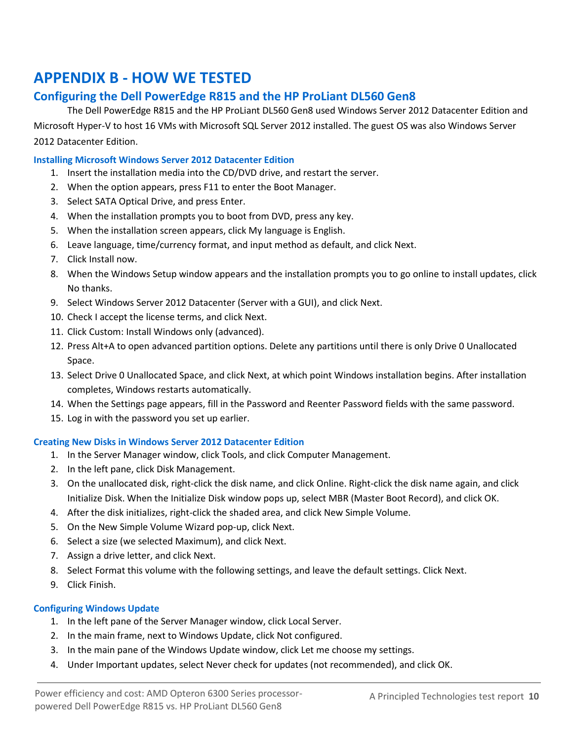# APPENDIX B - HOW WE TESTED

## Configuring the Dell PowerEdge R815 and the HP ProLiant DL560 Gen8

The Dell PowerEdge R815 and the HP ProLiant DL560 Gen8 used Windows Server 2012 Datacenter Edition and Microsoft Hyper-V to host 16 VMs with Microsoft SQL Server 2012 installed. The guest OS was also Windows Server 2012 Datacenter Edition.

### Installing Microsoft Windows Server 2012 Datacenter Edition

1. Insert the installation media into the CD/DVD drive, and restart the server.
2. When the option appears, press F11 to enter the Boot Manager.
3. Select SATA Optical Drive, and press Enter.
4. When the installation prompts you to boot from DVD, press any key.
5. When the installation screen appears, click My language is English.
6. Leave language, time/currency format, and input method as default, and click Next.
7. Click Install now.
8. When the Windows Setup window appears and the installation prompts you to go online to install updates, click No thanks.
9. Select Windows Server 2012 Datacenter (Server with a GUI), and click Next.
10. Check I accept the license terms, and click Next.
11. Click Custom: Install Windows only (advanced).
12. Press Alt+A to open advanced partition options. Delete any partitions until there is only Drive 0 Unallocated Space.
13. Select Drive 0 Unallocated Space, and click Next, at which point Windows installation begins. After installation completes, Windows restarts automatically.
14. When the Settings page appears, fill in the Password and Reenter Password fields with the same password.
15. Log in with the password you set up earlier.

### Creating New Disks in Windows Server 2012 Datacenter Edition

1. In the Server Manager window, click Tools, and click Computer Management.
2. In the left pane, click Disk Management.
3. On the unallocated disk, right-click the disk name, and click Online. Right-click the disk name again, and click Initialize Disk. When the Initialize Disk window pops up, select MBR (Master Boot Record), and click OK.
4. After the disk initializes, right-click the shaded area, and click New Simple Volume.
5. On the New Simple Volume Wizard pop-up, click Next.
6. Select a size (we selected Maximum), and click Next.
7. Assign a drive letter, and click Next.
8. Select Format this volume with the following settings, and leave the default settings. Click Next.
9. Click Finish.

### Configuring Windows Update

1. In the left pane of the Server Manager window, click Local Server.
2. In the main frame, next to Windows Update, click Not configured.
3. In the main pane of the Windows Update window, click Let me choose my settings.
4. Under Important updates, select Never check for updates (not recommended), and click OK.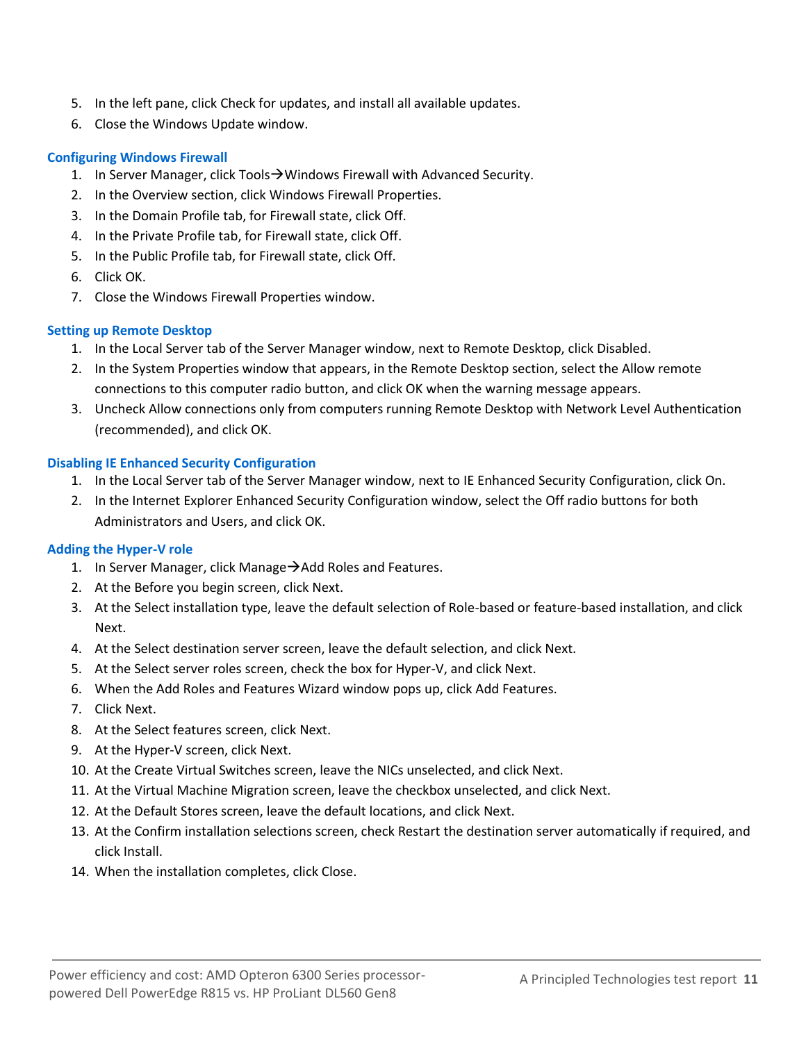5. In the left pane, click Check for updates, and install all available updates.
6. Close the Windows Update window.

### Configuring Windows Firewall

1. In Server Manager, click Tools→Windows Firewall with Advanced Security.
2. In the Overview section, click Windows Firewall Properties.
3. In the Domain Profile tab, for Firewall state, click Off.
4. In the Private Profile tab, for Firewall state, click Off.
5. In the Public Profile tab, for Firewall state, click Off.
6. Click OK.
7. Close the Windows Firewall Properties window.

### Setting up Remote Desktop

1. In the Local Server tab of the Server Manager window, next to Remote Desktop, click Disabled.
2. In the System Properties window that appears, in the Remote Desktop section, select the Allow remote connections to this computer radio button, and click OK when the warning message appears.
3. Uncheck Allow connections only from computers running Remote Desktop with Network Level Authentication (recommended), and click OK.

### Disabling IE Enhanced Security Configuration

1. In the Local Server tab of the Server Manager window, next to IE Enhanced Security Configuration, click On.
2. In the Internet Explorer Enhanced Security Configuration window, select the Off radio buttons for both Administrators and Users, and click OK.

### Adding the Hyper-V role

1. In Server Manager, click Manage→Add Roles and Features.
2. At the Before you begin screen, click Next.
3. At the Select installation type, leave the default selection of Role-based or feature-based installation, and click Next.
4. At the Select destination server screen, leave the default selection, and click Next.
5. At the Select server roles screen, check the box for Hyper-V, and click Next.
6. When the Add Roles and Features Wizard window pops up, click Add Features.
7. Click Next.
8. At the Select features screen, click Next.
9. At the Hyper-V screen, click Next.
10. At the Create Virtual Switches screen, leave the NICs unselected, and click Next.
11. At the Virtual Machine Migration screen, leave the checkbox unselected, and click Next.
12. At the Default Stores screen, leave the default locations, and click Next.
13. At the Confirm installation selections screen, check Restart the destination server automatically if required, and click Install.
14. When the installation completes, click Close.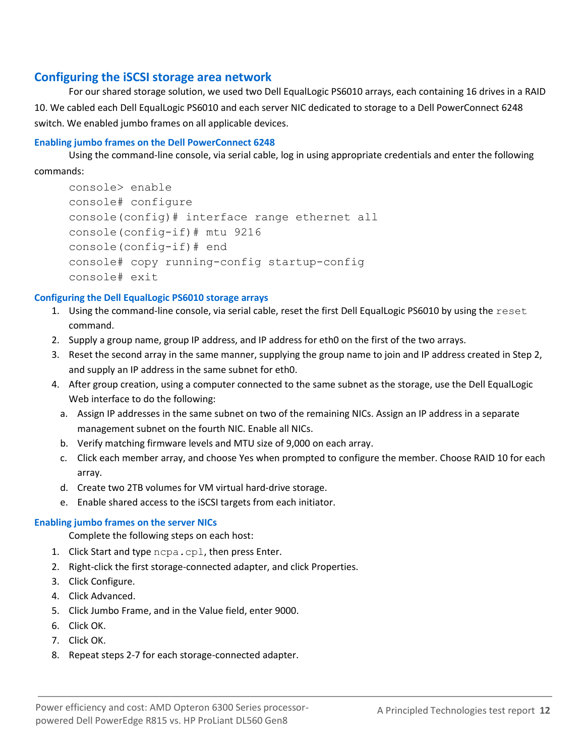## Configuring the iSCSI storage area network

For our shared storage solution, we used two Dell EqualLogic PS6010 arrays, each containing 16 drives in a RAID 10. We cabled each Dell EqualLogic PS6010 and each server NIC dedicated to storage to a Dell PowerConnect 6248 switch. We enabled jumbo frames on all applicable devices.

### Enabling jumbo frames on the Dell PowerConnect 6248

Using the command-line console, via serial cable, log in using appropriate credentials and enter the following commands:

```
console> enable
console# configure
console(config)# interface range ethernet all
console(config-if)# mtu 9216
console(config-if)# end
console# copy running-config startup-config
console# exit
```

### Configuring the Dell EqualLogic PS6010 storage arrays

1. Using the command-line console, via serial cable, reset the first Dell EqualLogic PS6010 by using the `reset` command.
2. Supply a group name, group IP address, and IP address for eth0 on the first of the two arrays.
3. Reset the second array in the same manner, supplying the group name to join and IP address created in Step 2, and supply an IP address in the same subnet for eth0.
4. After group creation, using a computer connected to the same subnet as the storage, use the Dell EqualLogic Web interface to do the following:
   a. Assign IP addresses in the same subnet on two of the remaining NICs. Assign an IP address in a separate management subnet on the fourth NIC. Enable all NICs.
   b. Verify matching firmware levels and MTU size of 9,000 on each array.
   c. Click each member array, and choose Yes when prompted to configure the member. Choose RAID 10 for each array.
   d. Create two 2TB volumes for VM virtual hard-drive storage.
   e. Enable shared access to the iSCSI targets from each initiator.

### Enabling jumbo frames on the server NICs

Complete the following steps on each host:

1. Click Start and type `ncpa.cpl`, then press Enter.
2. Right-click the first storage-connected adapter, and click Properties.
3. Click Configure.
4. Click Advanced.
5. Click Jumbo Frame, and in the Value field, enter 9000.
6. Click OK.
7. Click OK.
8. Repeat steps 2-7 for each storage-connected adapter.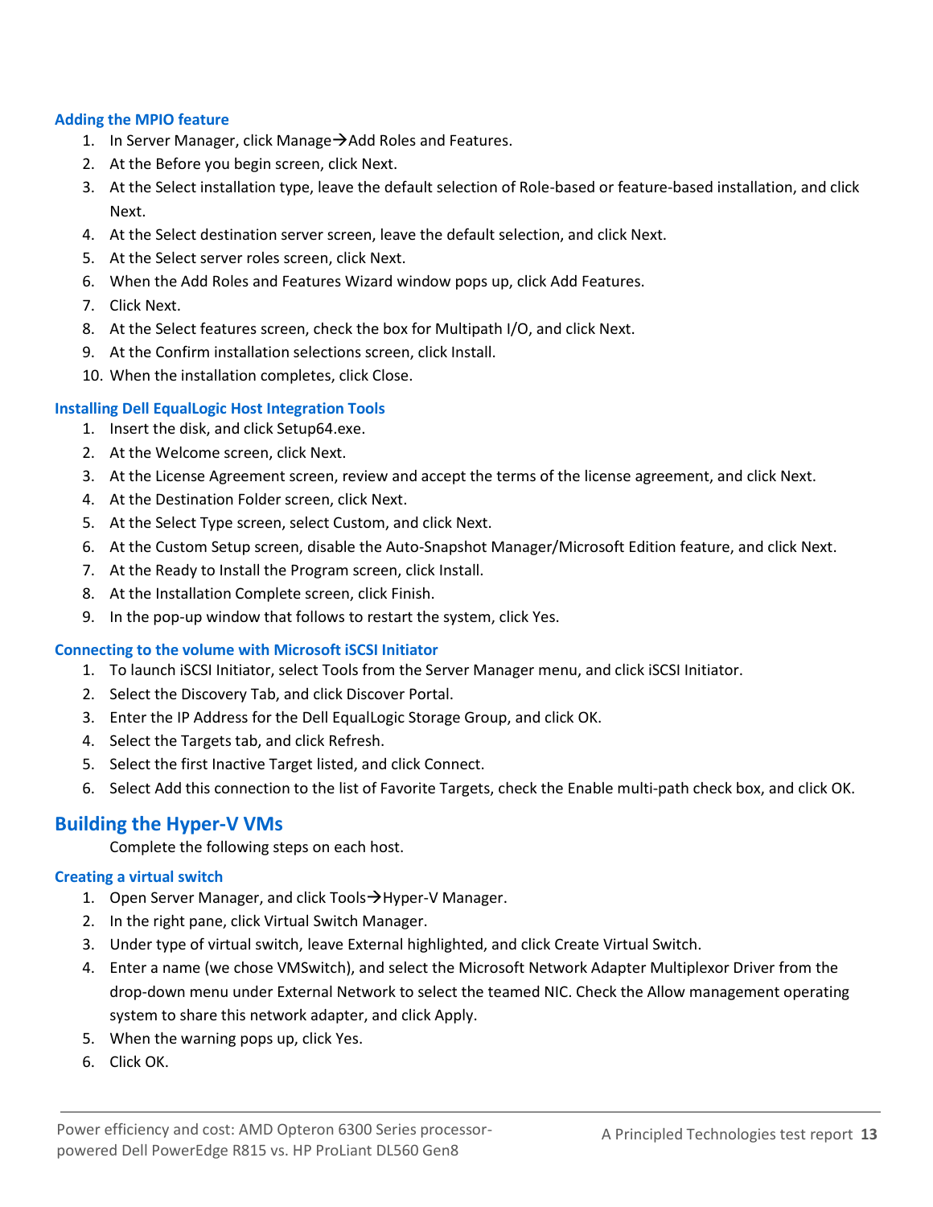### Adding the MPIO feature

1. In Server Manager, click Manage→Add Roles and Features.
2. At the Before you begin screen, click Next.
3. At the Select installation type, leave the default selection of Role-based or feature-based installation, and click Next.
4. At the Select destination server screen, leave the default selection, and click Next.
5. At the Select server roles screen, click Next.
6. When the Add Roles and Features Wizard window pops up, click Add Features.
7. Click Next.
8. At the Select features screen, check the box for Multipath I/O, and click Next.
9. At the Confirm installation selections screen, click Install.
10. When the installation completes, click Close.

### Installing Dell EqualLogic Host Integration Tools

1. Insert the disk, and click Setup64.exe.
2. At the Welcome screen, click Next.
3. At the License Agreement screen, review and accept the terms of the license agreement, and click Next.
4. At the Destination Folder screen, click Next.
5. At the Select Type screen, select Custom, and click Next.
6. At the Custom Setup screen, disable the Auto-Snapshot Manager/Microsoft Edition feature, and click Next.
7. At the Ready to Install the Program screen, click Install.
8. At the Installation Complete screen, click Finish.
9. In the pop-up window that follows to restart the system, click Yes.

### Connecting to the volume with Microsoft iSCSI Initiator

1. To launch iSCSI Initiator, select Tools from the Server Manager menu, and click iSCSI Initiator.
2. Select the Discovery Tab, and click Discover Portal.
3. Enter the IP Address for the Dell EqualLogic Storage Group, and click OK.
4. Select the Targets tab, and click Refresh.
5. Select the first Inactive Target listed, and click Connect.
6. Select Add this connection to the list of Favorite Targets, check the Enable multi-path check box, and click OK.

## Building the Hyper-V VMs

Complete the following steps on each host.

### Creating a virtual switch

1. Open Server Manager, and click Tools→Hyper-V Manager.
2. In the right pane, click Virtual Switch Manager.
3. Under type of virtual switch, leave External highlighted, and click Create Virtual Switch.
4. Enter a name (we chose VMSwitch), and select the Microsoft Network Adapter Multiplexor Driver from the drop-down menu under External Network to select the teamed NIC. Check the Allow management operating system to share this network adapter, and click Apply.
5. When the warning pops up, click Yes.
6. Click OK.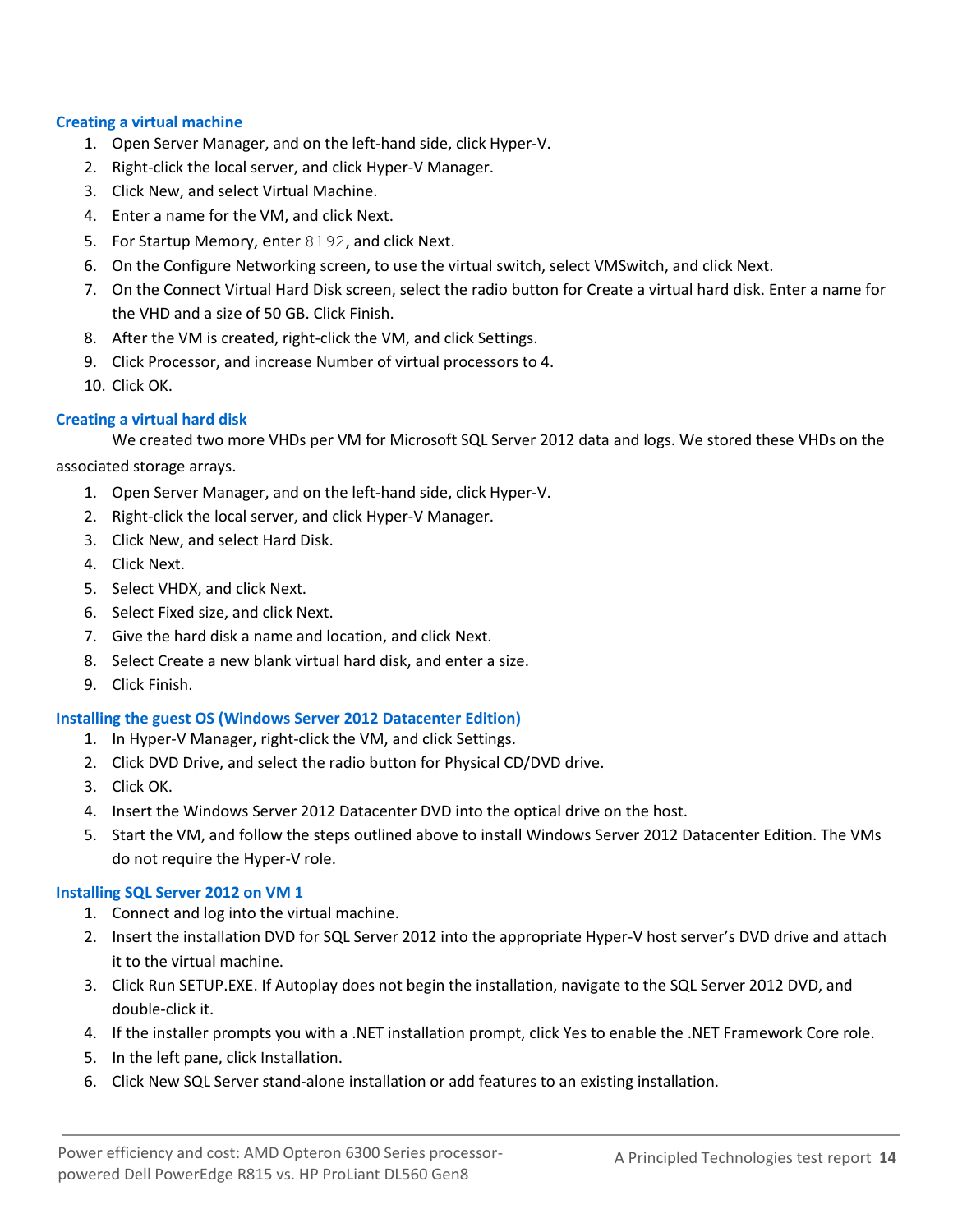### Creating a virtual machine

1. Open Server Manager, and on the left-hand side, click Hyper-V.
2. Right-click the local server, and click Hyper-V Manager.
3. Click New, and select Virtual Machine.
4. Enter a name for the VM, and click Next.
5. For Startup Memory, enter `8192`, and click Next.
6. On the Configure Networking screen, to use the virtual switch, select VMSwitch, and click Next.
7. On the Connect Virtual Hard Disk screen, select the radio button for Create a virtual hard disk. Enter a name for the VHD and a size of 50 GB. Click Finish.
8. After the VM is created, right-click the VM, and click Settings.
9. Click Processor, and increase Number of virtual processors to 4.
10. Click OK.

### Creating a virtual hard disk

We created two more VHDs per VM for Microsoft SQL Server 2012 data and logs. We stored these VHDs on the associated storage arrays.

1. Open Server Manager, and on the left-hand side, click Hyper-V.
2. Right-click the local server, and click Hyper-V Manager.
3. Click New, and select Hard Disk.
4. Click Next.
5. Select VHDX, and click Next.
6. Select Fixed size, and click Next.
7. Give the hard disk a name and location, and click Next.
8. Select Create a new blank virtual hard disk, and enter a size.
9. Click Finish.

### Installing the guest OS (Windows Server 2012 Datacenter Edition)

1. In Hyper-V Manager, right-click the VM, and click Settings.
2. Click DVD Drive, and select the radio button for Physical CD/DVD drive.
3. Click OK.
4. Insert the Windows Server 2012 Datacenter DVD into the optical drive on the host.
5. Start the VM, and follow the steps outlined above to install Windows Server 2012 Datacenter Edition. The VMs do not require the Hyper-V role.

### Installing SQL Server 2012 on VM 1

1. Connect and log into the virtual machine.
2. Insert the installation DVD for SQL Server 2012 into the appropriate Hyper-V host server's DVD drive and attach it to the virtual machine.
3. Click Run SETUP.EXE. If Autoplay does not begin the installation, navigate to the SQL Server 2012 DVD, and double-click it.
4. If the installer prompts you with a .NET installation prompt, click Yes to enable the .NET Framework Core role.
5. In the left pane, click Installation.
6. Click New SQL Server stand-alone installation or add features to an existing installation.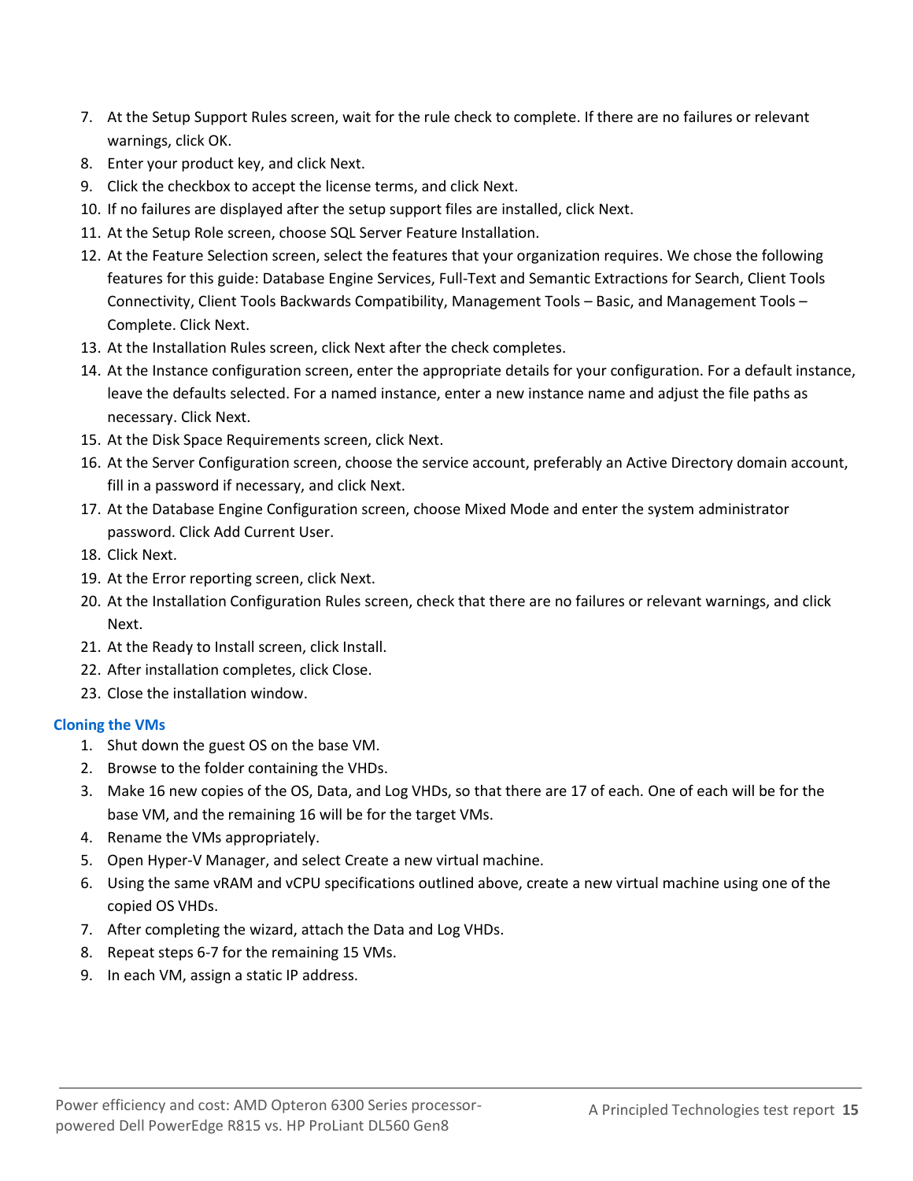7. At the Setup Support Rules screen, wait for the rule check to complete. If there are no failures or relevant warnings, click OK.
8. Enter your product key, and click Next.
9. Click the checkbox to accept the license terms, and click Next.
10. If no failures are displayed after the setup support files are installed, click Next.
11. At the Setup Role screen, choose SQL Server Feature Installation.
12. At the Feature Selection screen, select the features that your organization requires. We chose the following features for this guide: Database Engine Services, Full-Text and Semantic Extractions for Search, Client Tools Connectivity, Client Tools Backwards Compatibility, Management Tools – Basic, and Management Tools – Complete. Click Next.
13. At the Installation Rules screen, click Next after the check completes.
14. At the Instance configuration screen, enter the appropriate details for your configuration. For a default instance, leave the defaults selected. For a named instance, enter a new instance name and adjust the file paths as necessary. Click Next.
15. At the Disk Space Requirements screen, click Next.
16. At the Server Configuration screen, choose the service account, preferably an Active Directory domain account, fill in a password if necessary, and click Next.
17. At the Database Engine Configuration screen, choose Mixed Mode and enter the system administrator password. Click Add Current User.
18. Click Next.
19. At the Error reporting screen, click Next.
20. At the Installation Configuration Rules screen, check that there are no failures or relevant warnings, and click Next.
21. At the Ready to Install screen, click Install.
22. After installation completes, click Close.
23. Close the installation window.

### Cloning the VMs

1. Shut down the guest OS on the base VM.
2. Browse to the folder containing the VHDs.
3. Make 16 new copies of the OS, Data, and Log VHDs, so that there are 17 of each. One of each will be for the base VM, and the remaining 16 will be for the target VMs.
4. Rename the VMs appropriately.
5. Open Hyper-V Manager, and select Create a new virtual machine.
6. Using the same vRAM and vCPU specifications outlined above, create a new virtual machine using one of the copied OS VHDs.
7. After completing the wizard, attach the Data and Log VHDs.
8. Repeat steps 6-7 for the remaining 15 VMs.
9. In each VM, assign a static IP address.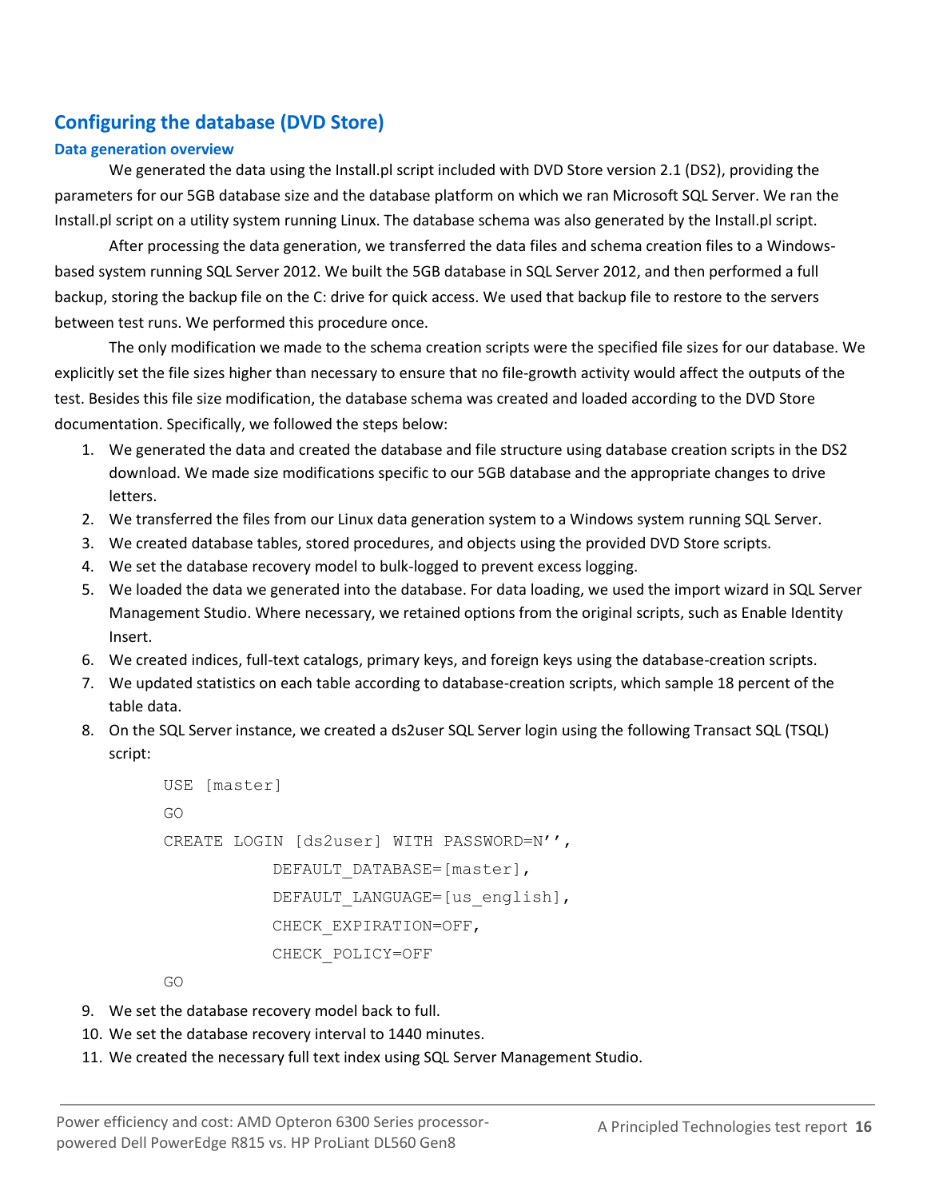## Configuring the database (DVD Store)

### Data generation overview

We generated the data using the Install.pl script included with DVD Store version 2.1 (DS2), providing the parameters for our 5GB database size and the database platform on which we ran Microsoft SQL Server. We ran the Install.pl script on a utility system running Linux. The database schema was also generated by the Install.pl script.

After processing the data generation, we transferred the data files and schema creation files to a Windows-based system running SQL Server 2012. We built the 5GB database in SQL Server 2012, and then performed a full backup, storing the backup file on the C: drive for quick access. We used that backup file to restore to the servers between test runs. We performed this procedure once.

The only modification we made to the schema creation scripts were the specified file sizes for our database. We explicitly set the file sizes higher than necessary to ensure that no file-growth activity would affect the outputs of the test. Besides this file size modification, the database schema was created and loaded according to the DVD Store documentation. Specifically, we followed the steps below:

1. We generated the data and created the database and file structure using database creation scripts in the DS2 download. We made size modifications specific to our 5GB database and the appropriate changes to drive letters.
2. We transferred the files from our Linux data generation system to a Windows system running SQL Server.
3. We created database tables, stored procedures, and objects using the provided DVD Store scripts.
4. We set the database recovery model to bulk-logged to prevent excess logging.
5. We loaded the data we generated into the database. For data loading, we used the import wizard in SQL Server Management Studio. Where necessary, we retained options from the original scripts, such as Enable Identity Insert.
6. We created indices, full-text catalogs, primary keys, and foreign keys using the database-creation scripts.
7. We updated statistics on each table according to database-creation scripts, which sample 18 percent of the table data.
8. On the SQL Server instance, we created a ds2user SQL Server login using the following Transact SQL (TSQL) script:

```
USE [master]
GO
CREATE LOGIN [ds2user] WITH PASSWORD=N'',
          DEFAULT_DATABASE=[master],
          DEFAULT_LANGUAGE=[us_english],
          CHECK_EXPIRATION=OFF,
          CHECK_POLICY=OFF
GO
```

9. We set the database recovery model back to full.
10. We set the database recovery interval to 1440 minutes.
11. We created the necessary full text index using SQL Server Management Studio.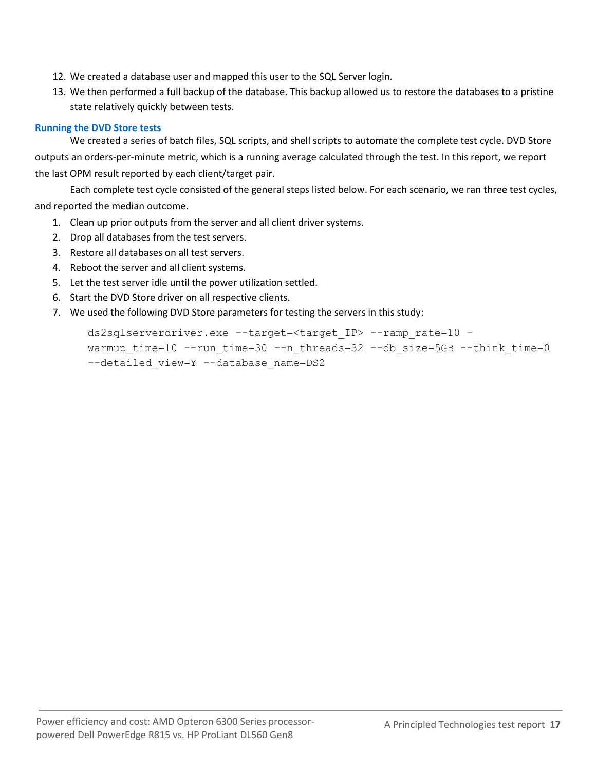12. We created a database user and mapped this user to the SQL Server login.
13. We then performed a full backup of the database. This backup allowed us to restore the databases to a pristine state relatively quickly between tests.

### Running the DVD Store tests

We created a series of batch files, SQL scripts, and shell scripts to automate the complete test cycle. DVD Store outputs an orders-per-minute metric, which is a running average calculated through the test. In this report, we report the last OPM result reported by each client/target pair.

Each complete test cycle consisted of the general steps listed below. For each scenario, we ran three test cycles, and reported the median outcome.

1. Clean up prior outputs from the server and all client driver systems.
2. Drop all databases from the test servers.
3. Restore all databases on all test servers.
4. Reboot the server and all client systems.
5. Let the test server idle until the power utilization settled.
6. Start the DVD Store driver on all respective clients.
7. We used the following DVD Store parameters for testing the servers in this study:

```
ds2sqlserverdriver.exe --target=<target_IP> --ramp_rate=10 –
warmup_time=10 --run_time=30 --n_threads=32 --db_size=5GB --think_time=0
--detailed_view=Y --database_name=DS2
```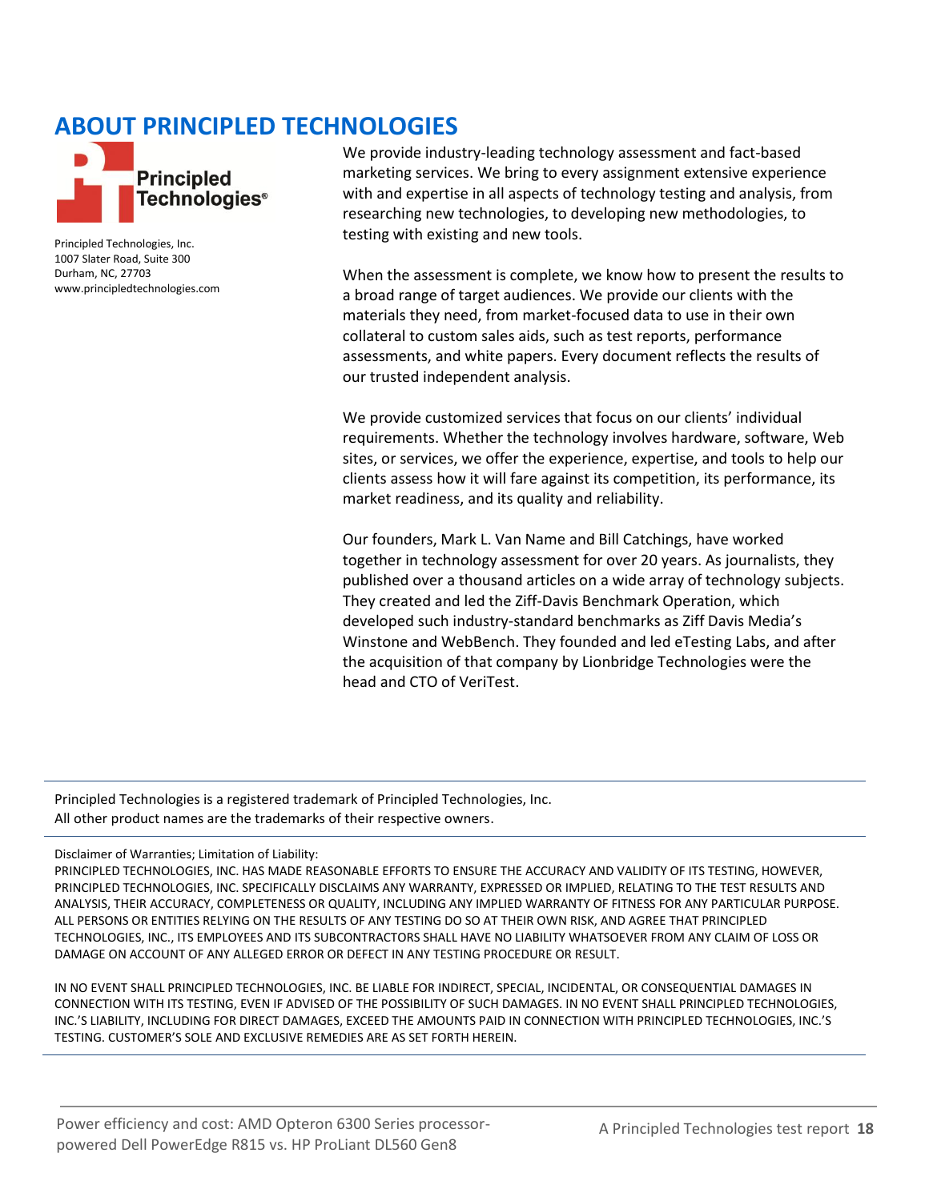## ABOUT PRINCIPLED TECHNOLOGIES

Principled Technologies, Inc.
1007 Slater Road, Suite 300
Durham, NC, 27703
www.principledtechnologies.com

We provide industry-leading technology assessment and fact-based marketing services. We bring to every assignment extensive experience with and expertise in all aspects of technology testing and analysis, from researching new technologies, to developing new methodologies, to testing with existing and new tools.

When the assessment is complete, we know how to present the results to a broad range of target audiences. We provide our clients with the materials they need, from market-focused data to use in their own collateral to custom sales aids, such as test reports, performance assessments, and white papers. Every document reflects the results of our trusted independent analysis.

We provide customized services that focus on our clients' individual requirements. Whether the technology involves hardware, software, Web sites, or services, we offer the experience, expertise, and tools to help our clients assess how it will fare against its competition, its performance, its market readiness, and its quality and reliability.

Our founders, Mark L. Van Name and Bill Catchings, have worked together in technology assessment for over 20 years. As journalists, they published over a thousand articles on a wide array of technology subjects. They created and led the Ziff-Davis Benchmark Operation, which developed such industry-standard benchmarks as Ziff Davis Media's Winstone and WebBench. They founded and led eTesting Labs, and after the acquisition of that company by Lionbridge Technologies were the head and CTO of VeriTest.

---

Principled Technologies is a registered trademark of Principled Technologies, Inc.
All other product names are the trademarks of their respective owners.

---

Disclaimer of Warranties; Limitation of Liability:
PRINCIPLED TECHNOLOGIES, INC. HAS MADE REASONABLE EFFORTS TO ENSURE THE ACCURACY AND VALIDITY OF ITS TESTING, HOWEVER, PRINCIPLED TECHNOLOGIES, INC. SPECIFICALLY DISCLAIMS ANY WARRANTY, EXPRESSED OR IMPLIED, RELATING TO THE TEST RESULTS AND ANALYSIS, THEIR ACCURACY, COMPLETENESS OR QUALITY, INCLUDING ANY IMPLIED WARRANTY OF FITNESS FOR ANY PARTICULAR PURPOSE. ALL PERSONS OR ENTITIES RELYING ON THE RESULTS OF ANY TESTING DO SO AT THEIR OWN RISK, AND AGREE THAT PRINCIPLED TECHNOLOGIES, INC., ITS EMPLOYEES AND ITS SUBCONTRACTORS SHALL HAVE NO LIABILITY WHATSOEVER FROM ANY CLAIM OF LOSS OR DAMAGE ON ACCOUNT OF ANY ALLEGED ERROR OR DEFECT IN ANY TESTING PROCEDURE OR RESULT.

IN NO EVENT SHALL PRINCIPLED TECHNOLOGIES, INC. BE LIABLE FOR INDIRECT, SPECIAL, INCIDENTAL, OR CONSEQUENTIAL DAMAGES IN CONNECTION WITH ITS TESTING, EVEN IF ADVISED OF THE POSSIBILITY OF SUCH DAMAGES. IN NO EVENT SHALL PRINCIPLED TECHNOLOGIES, INC.'S LIABILITY, INCLUDING FOR DIRECT DAMAGES, EXCEED THE AMOUNTS PAID IN CONNECTION WITH PRINCIPLED TECHNOLOGIES, INC.'S TESTING. CUSTOMER'S SOLE AND EXCLUSIVE REMEDIES ARE AS SET FORTH HEREIN.